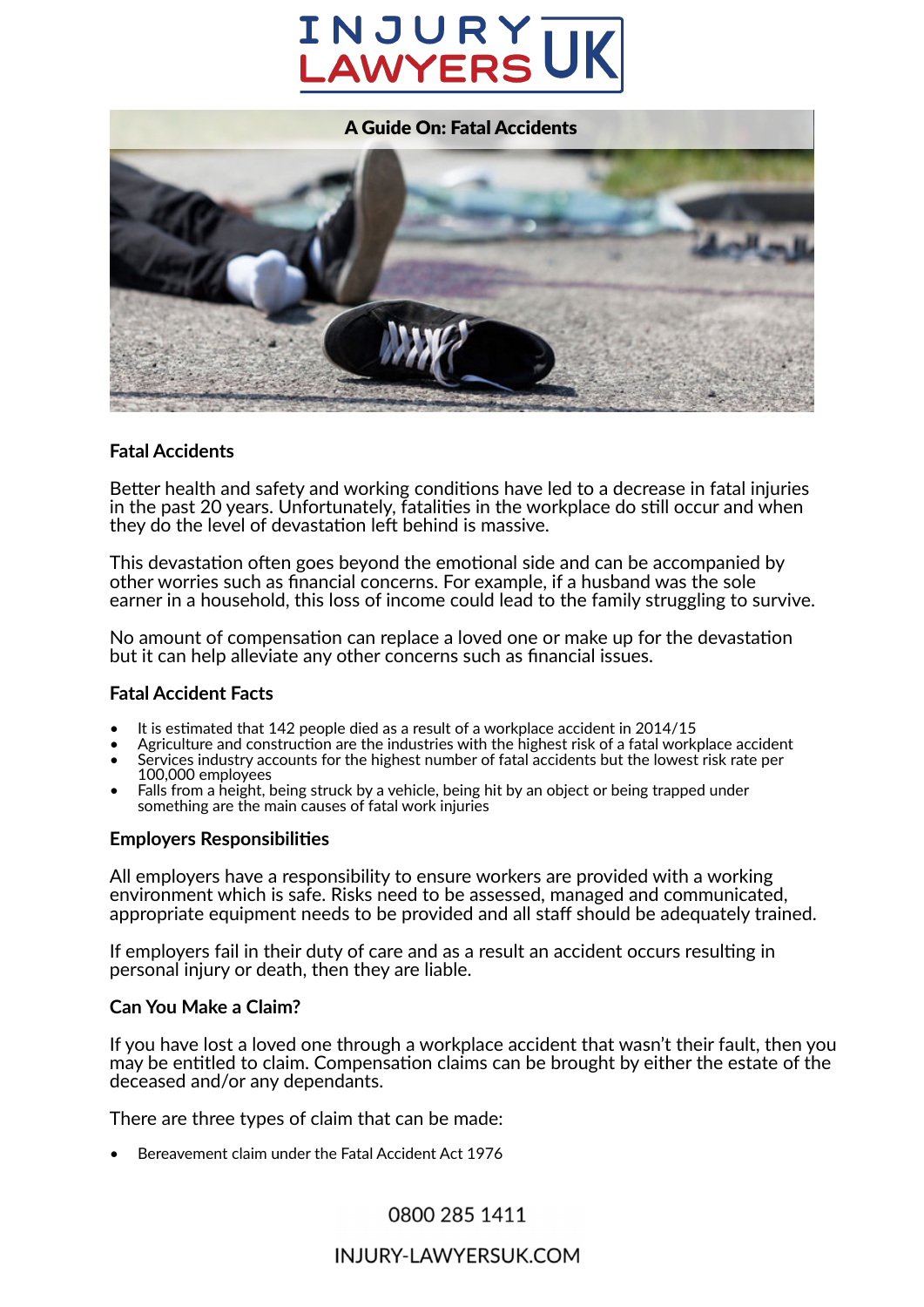# A Guide On: Fatal Accidents

## Fatal Accidents

Better health and safety and working conditions have led to a decrease in fatal injuries in the past 20 years. Unfortunately, fatalities in the workplace do still occur and when they do the level of devastation left behind is massive.

This devastation often goes beyond the emotional side and can be accompanied by other worries such as financial concerns. For example, if a husband was the sole earner in a household, this loss of income could lead to the family struggling to survive.

No amount of compensation can replace a loved one or make up for the devastation but it can help alleviate any other concerns such as financial issues.

### Fatal Accident Facts

- It is estimated that 142 people died as a result of a workplace accident in 2014/15
- Agriculture and construction are the industries with the highest risk of a fatal workplace accident
- Services industry accounts for the highest number of fatal accidents but the lowest risk rate per 100,000 employees
- Falls from a height, being struck by a vehicle, being hit by an object or being trapped under something are the main causes of fatal work injuries

### Employers Responsibilities

All employers have a responsibility to ensure workers are provided with a working environment which is safe. Risks need to be assessed, managed and communicated, appropriate equipment needs to be provided and all staff should be adequately trained.

If employers fail in their duty of care and as a result an accident occurs resulting in personal injury or death, then they are liable.

### Can You Make a Claim?

If you have lost a loved one through a workplace accident that wasn't their fault, then you may be entitled to claim. Compensation claims can be brought by either the estate of the deceased and/or any dependants.

There are three types of claim that can be made:

- Bereavement claim under the Fatal Accident Act 1976

0800 285 1411

INJURY-LAWYERSUK.COM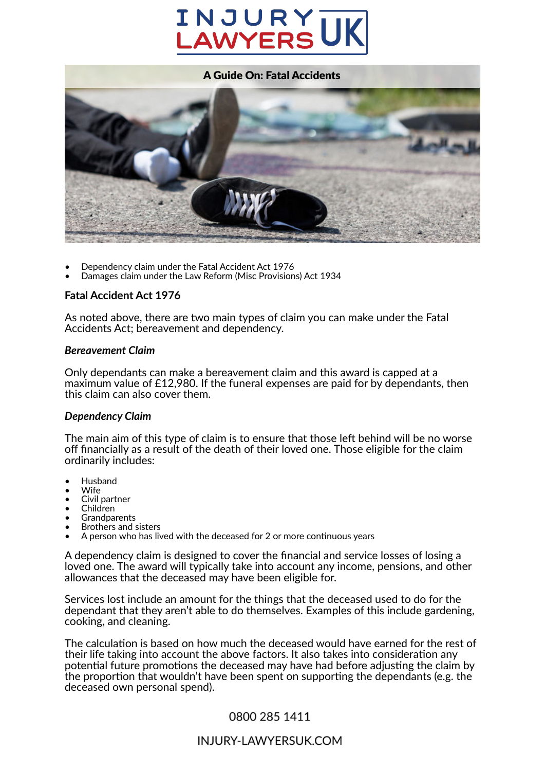## A Guide On: Fatal Accidents

- Dependency claim under the Fatal Accident Act 1976
- Damages claim under the Law Reform (Misc Provisions) Act 1934

### Fatal Accident Act 1976

As noted above, there are two main types of claim you can make under the Fatal Accidents Act; bereavement and dependency.

#### *Bereavement Claim*

Only dependants can make a bereavement claim and this award is capped at a maximum value of £12,980. If the funeral expenses are paid for by dependants, then this claim can also cover them.

#### *Dependency Claim*

The main aim of this type of claim is to ensure that those left behind will be no worse off financially as a result of the death of their loved one. Those eligible for the claim ordinarily includes:

- Husband
- Wife
- Civil partner
- Children
- Grandparents
- Brothers and sisters
- A person who has lived with the deceased for 2 or more continuous years

A dependency claim is designed to cover the financial and service losses of losing a loved one. The award will typically take into account any income, pensions, and other allowances that the deceased may have been eligible for.

Services lost include an amount for the things that the deceased used to do for the dependant that they aren't able to do themselves. Examples of this include gardening, cooking, and cleaning.

The calculation is based on how much the deceased would have earned for the rest of their life taking into account the above factors. It also takes into consideration any potential future promotions the deceased may have had before adjusting the claim by the proportion that wouldn't have been spent on supporting the dependants (e.g. the deceased own personal spend).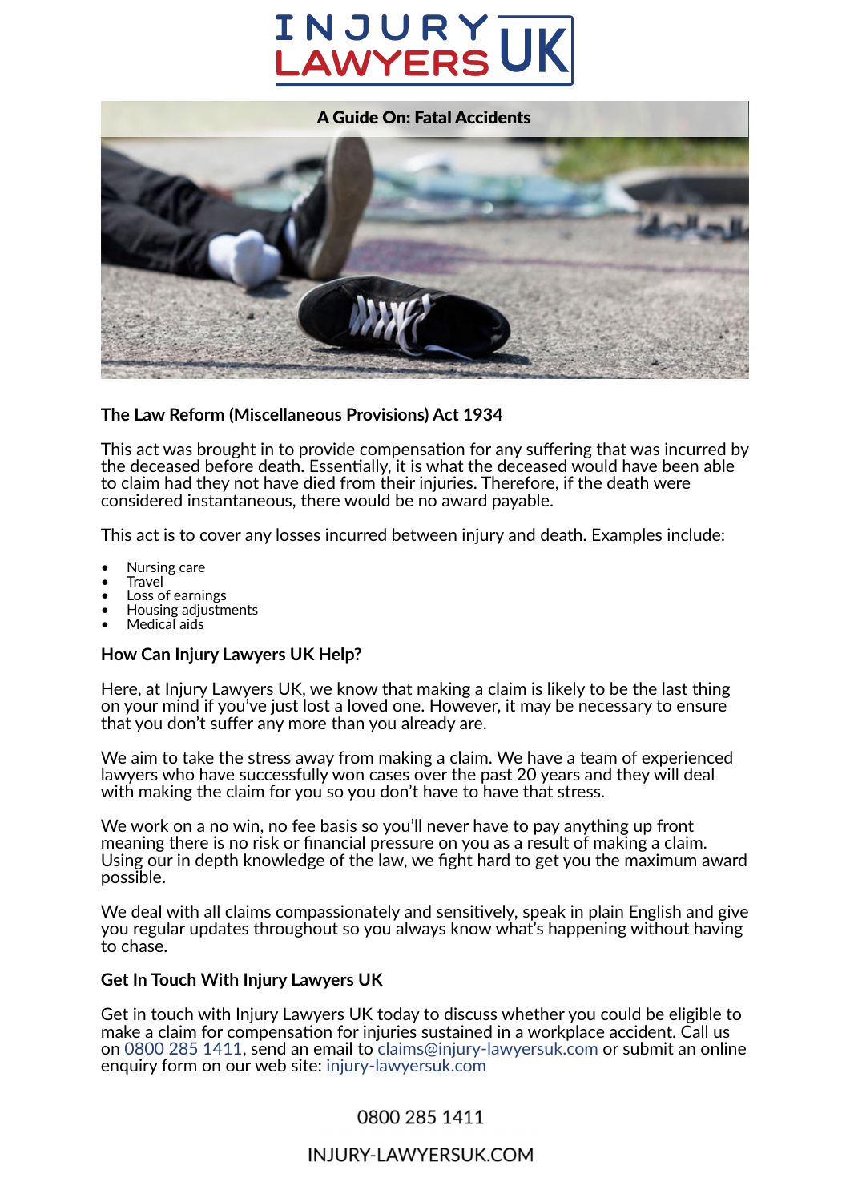# INJURY LAWYERS UK

## A Guide On: Fatal Accidents

### The Law Reform (Miscellaneous Provisions) Act 1934

This act was brought in to provide compensation for any suffering that was incurred by the deceased before death. Essentially, it is what the deceased would have been able to claim had they not have died from their injuries. Therefore, if the death were considered instantaneous, there would be no award payable.

This act is to cover any losses incurred between injury and death. Examples include:

- Nursing care
- Travel
- Loss of earnings
- Housing adjustments
- Medical aids

### How Can Injury Lawyers UK Help?

Here, at Injury Lawyers UK, we know that making a claim is likely to be the last thing on your mind if you've just lost a loved one. However, it may be necessary to ensure that you don't suffer any more than you already are.

We aim to take the stress away from making a claim. We have a team of experienced lawyers who have successfully won cases over the past 20 years and they will deal with making the claim for you so you don't have to have that stress.

We work on a no win, no fee basis so you'll never have to pay anything up front meaning there is no risk or financial pressure on you as a result of making a claim. Using our in depth knowledge of the law, we fight hard to get you the maximum award possible.

We deal with all claims compassionately and sensitively, speak in plain English and give you regular updates throughout so you always know what's happening without having to chase.

### Get In Touch With Injury Lawyers UK

Get in touch with Injury Lawyers UK today to discuss whether you could be eligible to make a claim for compensation for injuries sustained in a workplace accident. Call us on 0800 285 1411, send an email to claims@injury-lawyersuk.com or submit an online enquiry form on our web site: injury-lawyersuk.com

0800 285 1411

INJURY-LAWYERSUK.COM